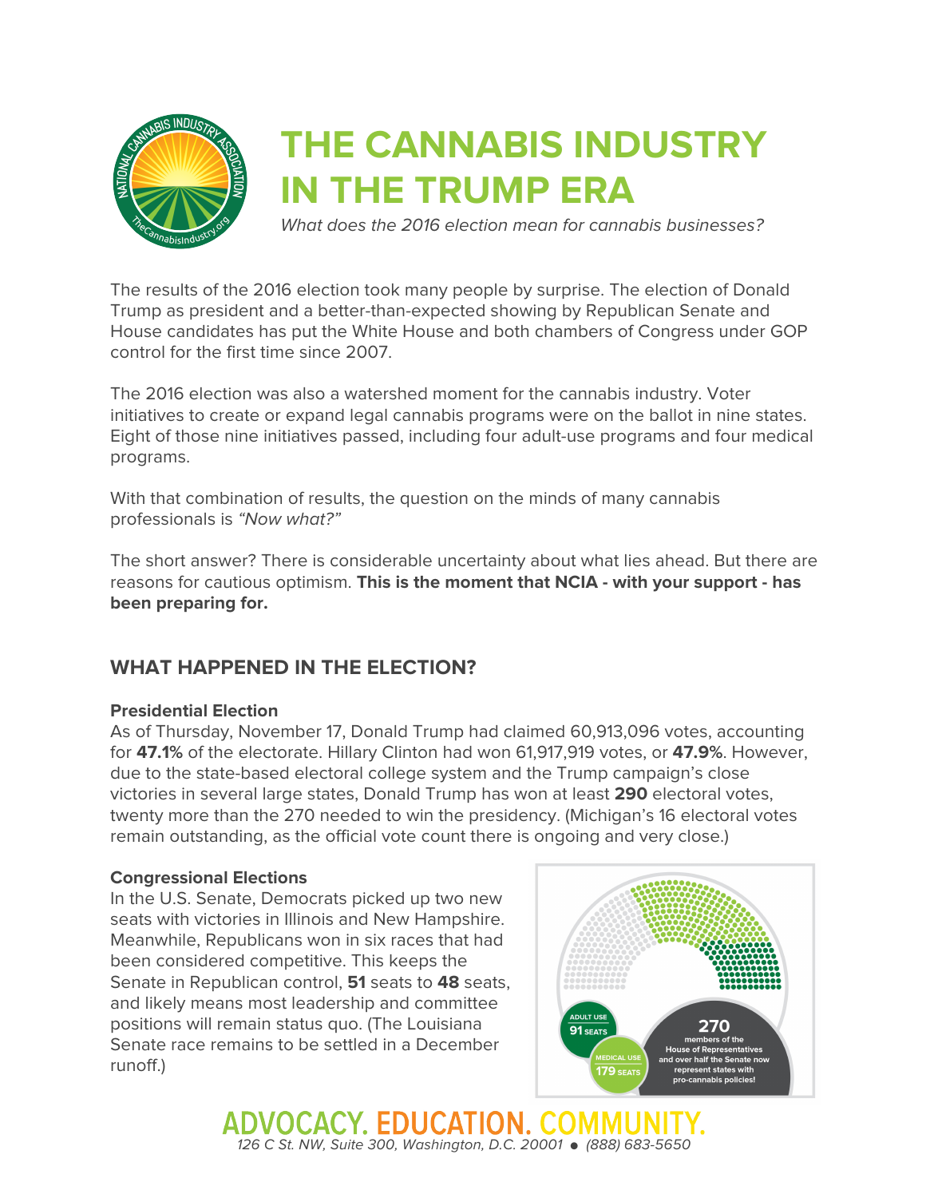# THE CANNABIS INDUSTRY IN THE TRUMP ERA

*What does the 2016 election mean for cannabis businesses?*

The results of the 2016 election took many people by surprise. The election of Donald Trump as president and a better-than-expected showing by Republican Senate and House candidates has put the White House and both chambers of Congress under GOP control for the first time since 2007.

The 2016 election was also a watershed moment for the cannabis industry. Voter initiatives to create or expand legal cannabis programs were on the ballot in nine states. Eight of those nine initiatives passed, including four adult-use programs and four medical programs.

With that combination of results, the question on the minds of many cannabis professionals is *"Now what?"*

The short answer? There is considerable uncertainty about what lies ahead. But there are reasons for cautious optimism. **This is the moment that NCIA - with your support - has been preparing for.**

## WHAT HAPPENED IN THE ELECTION?

### Presidential Election

As of Thursday, November 17, Donald Trump had claimed 60,913,096 votes, accounting for **47.1%** of the electorate. Hillary Clinton had won 61,917,919 votes, or **47.9%**. However, due to the state-based electoral college system and the Trump campaign's close victories in several large states, Donald Trump has won at least **290** electoral votes, twenty more than the 270 needed to win the presidency. (Michigan's 16 electoral votes remain outstanding, as the official vote count there is ongoing and very close.)

### Congressional Elections

In the U.S. Senate, Democrats picked up two new seats with victories in Illinois and New Hampshire. Meanwhile, Republicans won in six races that had been considered competitive. This keeps the Senate in Republican control, **51** seats to **48** seats, and likely means most leadership and committee positions will remain status quo. (The Louisiana Senate race remains to be settled in a December runoff.)

ADULT USE 91 SEATS

MEDICAL USE 179 SEATS

270 members of the House of Representatives and over half the Senate now represent states with pro-cannabis policies!

ADVOCACY. EDUCATION. COMMUNITY.

*126 C St. NW, Suite 300, Washington, D.C. 20001 ● (888) 683-5650*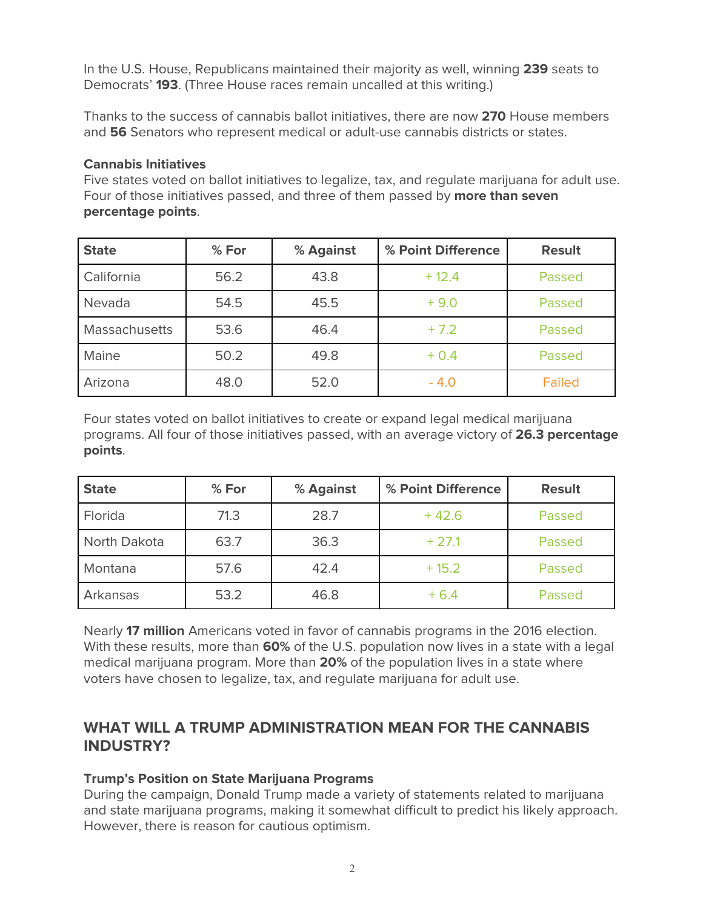In the U.S. House, Republicans maintained their majority as well, winning **239** seats to Democrats' **193**. (Three House races remain uncalled at this writing.)

Thanks to the success of cannabis ballot initiatives, there are now **270** House members and **56** Senators who represent medical or adult-use cannabis districts or states.

**Cannabis Initiatives**
Five states voted on ballot initiatives to legalize, tax, and regulate marijuana for adult use. Four of those initiatives passed, and three of them passed by **more than seven percentage points**.

| State | % For | % Against | % Point Difference | Result |
|---|---|---|---|---|
| California | 56.2 | 43.8 | + 12.4 | Passed |
| Nevada | 54.5 | 45.5 | + 9.0 | Passed |
| Massachusetts | 53.6 | 46.4 | + 7.2 | Passed |
| Maine | 50.2 | 49.8 | + 0.4 | Passed |
| Arizona | 48.0 | 52.0 | - 4.0 | Failed |

Four states voted on ballot initiatives to create or expand legal medical marijuana programs. All four of those initiatives passed, with an average victory of **26.3 percentage points**.

| State | % For | % Against | % Point Difference | Result |
|---|---|---|---|---|
| Florida | 71.3 | 28.7 | + 42.6 | Passed |
| North Dakota | 63.7 | 36.3 | + 27.1 | Passed |
| Montana | 57.6 | 42.4 | + 15.2 | Passed |
| Arkansas | 53.2 | 46.8 | + 6.4 | Passed |

Nearly **17 million** Americans voted in favor of cannabis programs in the 2016 election. With these results, more than **60%** of the U.S. population now lives in a state with a legal medical marijuana program. More than **20%** of the population lives in a state where voters have chosen to legalize, tax, and regulate marijuana for adult use.

## WHAT WILL A TRUMP ADMINISTRATION MEAN FOR THE CANNABIS INDUSTRY?

**Trump's Position on State Marijuana Programs**
During the campaign, Donald Trump made a variety of statements related to marijuana and state marijuana programs, making it somewhat difficult to predict his likely approach. However, there is reason for cautious optimism.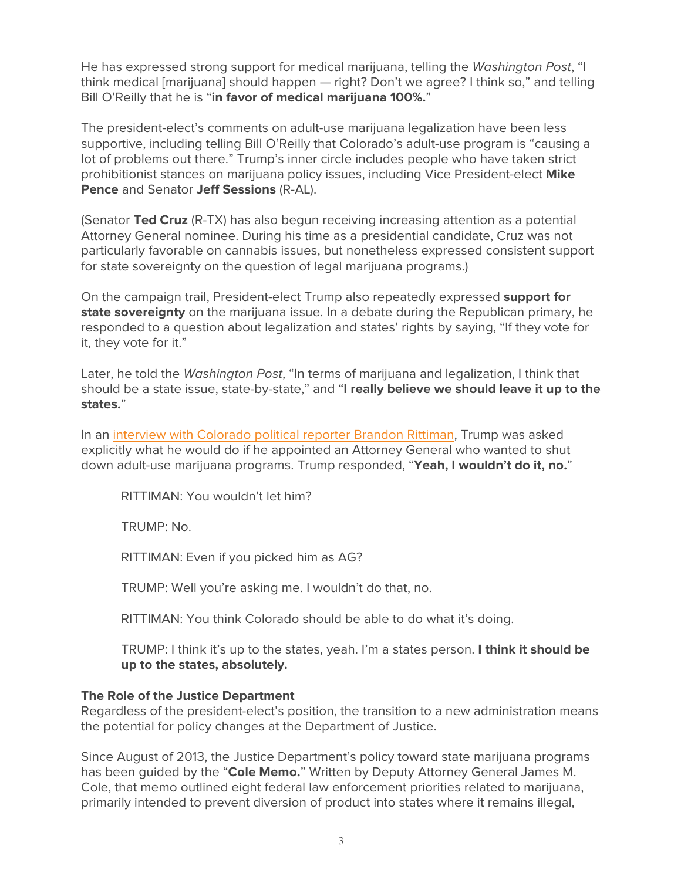He has expressed strong support for medical marijuana, telling the *Washington Post*, "I think medical [marijuana] should happen — right? Don't we agree? I think so," and telling Bill O'Reilly that he is "**in favor of medical marijuana 100%.**"

The president-elect's comments on adult-use marijuana legalization have been less supportive, including telling Bill O'Reilly that Colorado's adult-use program is "causing a lot of problems out there." Trump's inner circle includes people who have taken strict prohibitionist stances on marijuana policy issues, including Vice President-elect **Mike Pence** and Senator **Jeff Sessions** (R-AL).

(Senator **Ted Cruz** (R-TX) has also begun receiving increasing attention as a potential Attorney General nominee. During his time as a presidential candidate, Cruz was not particularly favorable on cannabis issues, but nonetheless expressed consistent support for state sovereignty on the question of legal marijuana programs.)

On the campaign trail, President-elect Trump also repeatedly expressed **support for state sovereignty** on the marijuana issue. In a debate during the Republican primary, he responded to a question about legalization and states' rights by saying, "If they vote for it, they vote for it."

Later, he told the *Washington Post*, "In terms of marijuana and legalization, I think that should be a state issue, state-by-state," and "**I really believe we should leave it up to the states.**"

In an [interview with Colorado political reporter Brandon Rittiman](), Trump was asked explicitly what he would do if he appointed an Attorney General who wanted to shut down adult-use marijuana programs. Trump responded, "**Yeah, I wouldn't do it, no.**"

> RITTIMAN: You wouldn't let him?
>
> TRUMP: No.
>
> RITTIMAN: Even if you picked him as AG?
>
> TRUMP: Well you're asking me. I wouldn't do that, no.
>
> RITTIMAN: You think Colorado should be able to do what it's doing.
>
> TRUMP: I think it's up to the states, yeah. I'm a states person. **I think it should be up to the states, absolutely.**

**The Role of the Justice Department**

Regardless of the president-elect's position, the transition to a new administration means the potential for policy changes at the Department of Justice.

Since August of 2013, the Justice Department's policy toward state marijuana programs has been guided by the "**Cole Memo.**" Written by Deputy Attorney General James M. Cole, that memo outlined eight federal law enforcement priorities related to marijuana, primarily intended to prevent diversion of product into states where it remains illegal,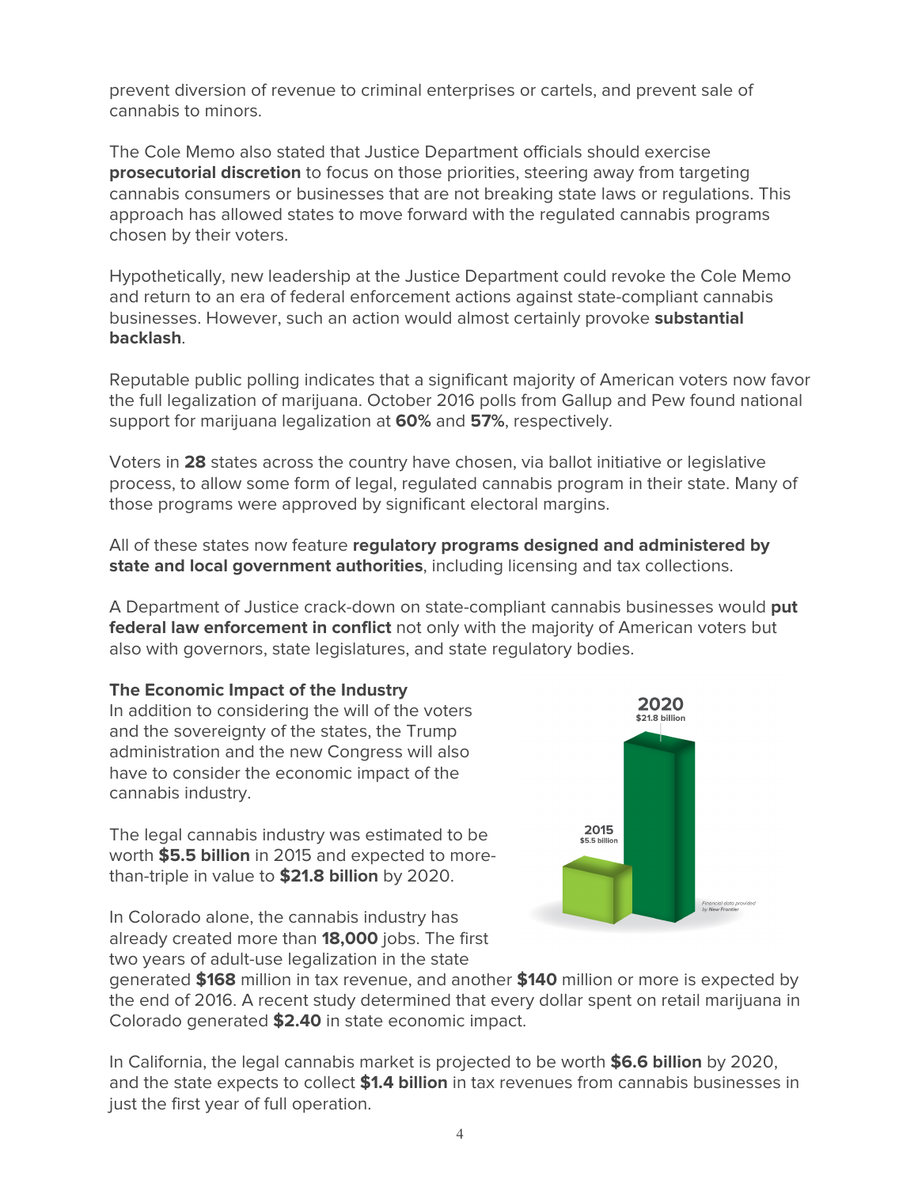prevent diversion of revenue to criminal enterprises or cartels, and prevent sale of cannabis to minors.

The Cole Memo also stated that Justice Department officials should exercise **prosecutorial discretion** to focus on those priorities, steering away from targeting cannabis consumers or businesses that are not breaking state laws or regulations. This approach has allowed states to move forward with the regulated cannabis programs chosen by their voters.

Hypothetically, new leadership at the Justice Department could revoke the Cole Memo and return to an era of federal enforcement actions against state-compliant cannabis businesses. However, such an action would almost certainly provoke **substantial backlash**.

Reputable public polling indicates that a significant majority of American voters now favor the full legalization of marijuana. October 2016 polls from Gallup and Pew found national support for marijuana legalization at **60%** and **57%**, respectively.

Voters in **28** states across the country have chosen, via ballot initiative or legislative process, to allow some form of legal, regulated cannabis program in their state. Many of those programs were approved by significant electoral margins.

All of these states now feature **regulatory programs designed and administered by state and local government authorities**, including licensing and tax collections.

A Department of Justice crack-down on state-compliant cannabis businesses would **put federal law enforcement in conflict** not only with the majority of American voters but also with governors, state legislatures, and state regulatory bodies.

**The Economic Impact of the Industry**

In addition to considering the will of the voters and the sovereignty of the states, the Trump administration and the new Congress will also have to consider the economic impact of the cannabis industry.

The legal cannabis industry was estimated to be worth **$5.5 billion** in 2015 and expected to more-than-triple in value to **$21.8 billion** by 2020.

2015: $5.5 billion
2020: $21.8 billion
*Financial data provided by New Frontier*

In Colorado alone, the cannabis industry has already created more than **18,000** jobs. The first two years of adult-use legalization in the state generated **$168** million in tax revenue, and another **$140** million or more is expected by the end of 2016. A recent study determined that every dollar spent on retail marijuana in Colorado generated **$2.40** in state economic impact.

In California, the legal cannabis market is projected to be worth **$6.6 billion** by 2020, and the state expects to collect **$1.4 billion** in tax revenues from cannabis businesses in just the first year of full operation.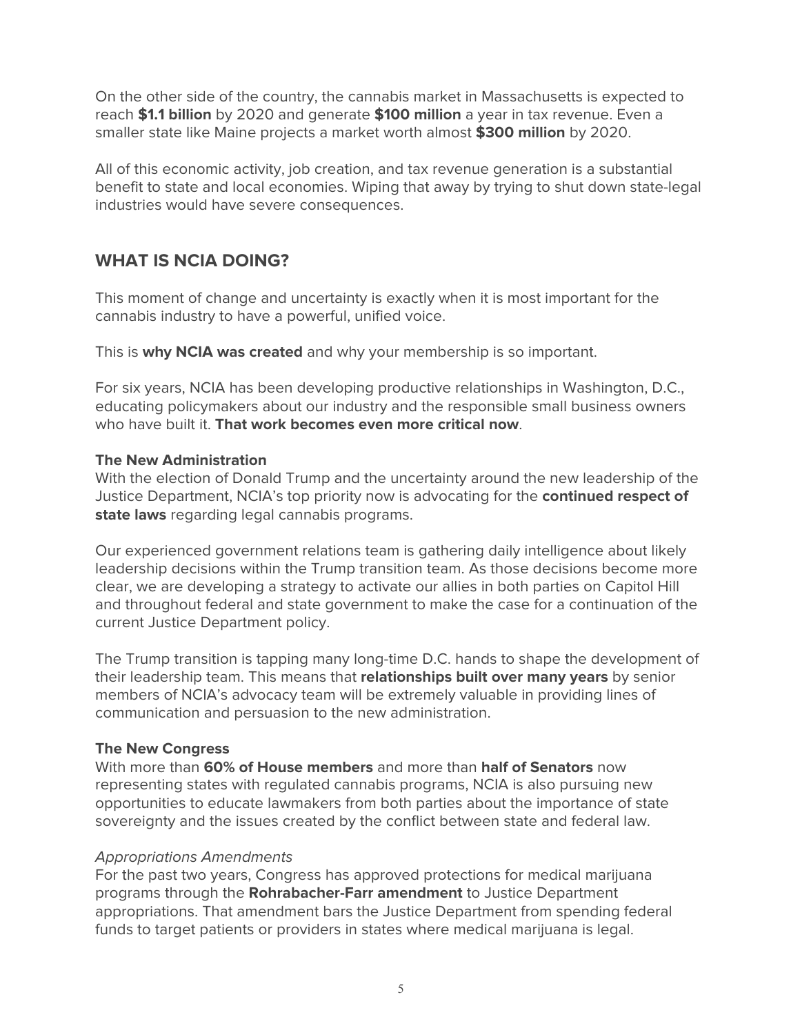On the other side of the country, the cannabis market in Massachusetts is expected to reach **$1.1 billion** by 2020 and generate **$100 million** a year in tax revenue. Even a smaller state like Maine projects a market worth almost **$300 million** by 2020.

All of this economic activity, job creation, and tax revenue generation is a substantial benefit to state and local economies. Wiping that away by trying to shut down state-legal industries would have severe consequences.

## WHAT IS NCIA DOING?

This moment of change and uncertainty is exactly when it is most important for the cannabis industry to have a powerful, unified voice.

This is **why NCIA was created** and why your membership is so important.

For six years, NCIA has been developing productive relationships in Washington, D.C., educating policymakers about our industry and the responsible small business owners who have built it. **That work becomes even more critical now**.

**The New Administration**

With the election of Donald Trump and the uncertainty around the new leadership of the Justice Department, NCIA's top priority now is advocating for the **continued respect of state laws** regarding legal cannabis programs.

Our experienced government relations team is gathering daily intelligence about likely leadership decisions within the Trump transition team. As those decisions become more clear, we are developing a strategy to activate our allies in both parties on Capitol Hill and throughout federal and state government to make the case for a continuation of the current Justice Department policy.

The Trump transition is tapping many long-time D.C. hands to shape the development of their leadership team. This means that **relationships built over many years** by senior members of NCIA's advocacy team will be extremely valuable in providing lines of communication and persuasion to the new administration.

**The New Congress**

With more than **60% of House members** and more than **half of Senators** now representing states with regulated cannabis programs, NCIA is also pursuing new opportunities to educate lawmakers from both parties about the importance of state sovereignty and the issues created by the conflict between state and federal law.

*Appropriations Amendments*

For the past two years, Congress has approved protections for medical marijuana programs through the **Rohrabacher-Farr amendment** to Justice Department appropriations. That amendment bars the Justice Department from spending federal funds to target patients or providers in states where medical marijuana is legal.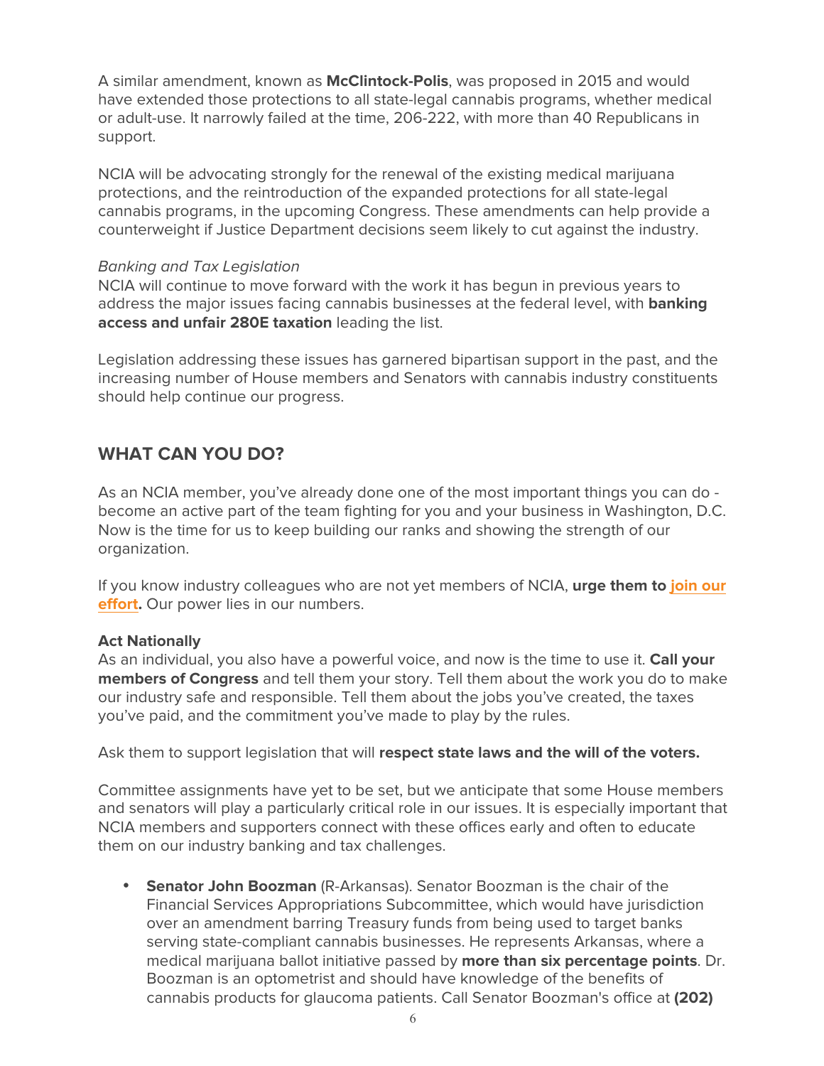A similar amendment, known as **McClintock-Polis**, was proposed in 2015 and would have extended those protections to all state-legal cannabis programs, whether medical or adult-use. It narrowly failed at the time, 206-222, with more than 40 Republicans in support.

NCIA will be advocating strongly for the renewal of the existing medical marijuana protections, and the reintroduction of the expanded protections for all state-legal cannabis programs, in the upcoming Congress. These amendments can help provide a counterweight if Justice Department decisions seem likely to cut against the industry.

*Banking and Tax Legislation*
NCIA will continue to move forward with the work it has begun in previous years to address the major issues facing cannabis businesses at the federal level, with **banking access and unfair 280E taxation** leading the list.

Legislation addressing these issues has garnered bipartisan support in the past, and the increasing number of House members and Senators with cannabis industry constituents should help continue our progress.

## WHAT CAN YOU DO?

As an NCIA member, you've already done one of the most important things you can do - become an active part of the team fighting for you and your business in Washington, D.C. Now is the time for us to keep building our ranks and showing the strength of our organization.

If you know industry colleagues who are not yet members of NCIA, **urge them to join our effort.** Our power lies in our numbers.

**Act Nationally**
As an individual, you also have a powerful voice, and now is the time to use it. **Call your members of Congress** and tell them your story. Tell them about the work you do to make our industry safe and responsible. Tell them about the jobs you've created, the taxes you've paid, and the commitment you've made to play by the rules.

Ask them to support legislation that will **respect state laws and the will of the voters.**

Committee assignments have yet to be set, but we anticipate that some House members and senators will play a particularly critical role in our issues. It is especially important that NCIA members and supporters connect with these offices early and often to educate them on our industry banking and tax challenges.

- **Senator John Boozman** (R-Arkansas). Senator Boozman is the chair of the Financial Services Appropriations Subcommittee, which would have jurisdiction over an amendment barring Treasury funds from being used to target banks serving state-compliant cannabis businesses. He represents Arkansas, where a medical marijuana ballot initiative passed by **more than six percentage points**. Dr. Boozman is an optometrist and should have knowledge of the benefits of cannabis products for glaucoma patients. Call Senator Boozman's office at **(202)**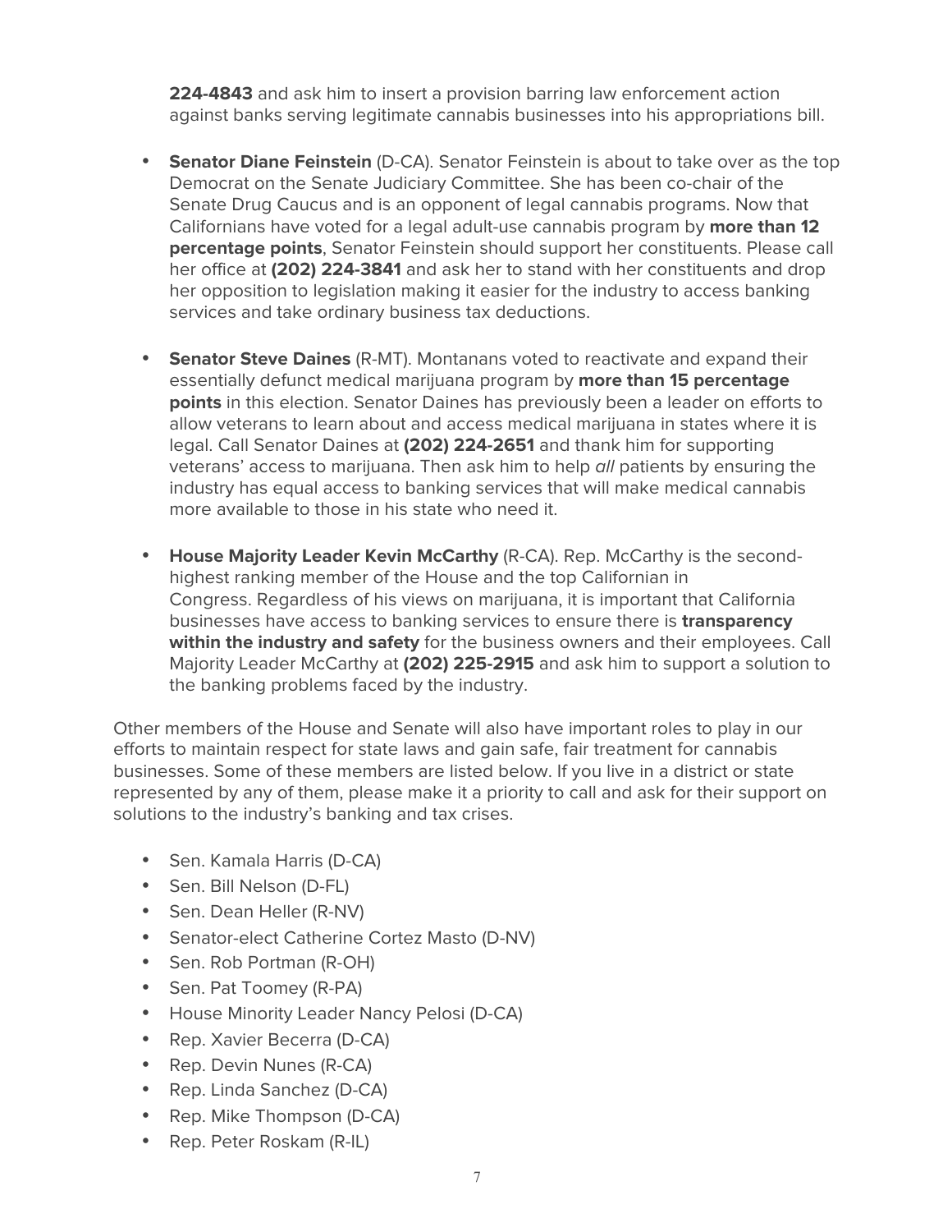**224-4843** and ask him to insert a provision barring law enforcement action against banks serving legitimate cannabis businesses into his appropriations bill.

- **Senator Diane Feinstein** (D-CA). Senator Feinstein is about to take over as the top Democrat on the Senate Judiciary Committee. She has been co-chair of the Senate Drug Caucus and is an opponent of legal cannabis programs. Now that Californians have voted for a legal adult-use cannabis program by **more than 12 percentage points**, Senator Feinstein should support her constituents. Please call her office at **(202) 224-3841** and ask her to stand with her constituents and drop her opposition to legislation making it easier for the industry to access banking services and take ordinary business tax deductions.

- **Senator Steve Daines** (R-MT). Montanans voted to reactivate and expand their essentially defunct medical marijuana program by **more than 15 percentage points** in this election. Senator Daines has previously been a leader on efforts to allow veterans to learn about and access medical marijuana in states where it is legal. Call Senator Daines at **(202) 224-2651** and thank him for supporting veterans' access to marijuana. Then ask him to help *all* patients by ensuring the industry has equal access to banking services that will make medical cannabis more available to those in his state who need it.

- **House Majority Leader Kevin McCarthy** (R-CA). Rep. McCarthy is the second-highest ranking member of the House and the top Californian in Congress. Regardless of his views on marijuana, it is important that California businesses have access to banking services to ensure there is **transparency within the industry and safety** for the business owners and their employees. Call Majority Leader McCarthy at **(202) 225-2915** and ask him to support a solution to the banking problems faced by the industry.

Other members of the House and Senate will also have important roles to play in our efforts to maintain respect for state laws and gain safe, fair treatment for cannabis businesses. Some of these members are listed below. If you live in a district or state represented by any of them, please make it a priority to call and ask for their support on solutions to the industry's banking and tax crises.

- Sen. Kamala Harris (D-CA)
- Sen. Bill Nelson (D-FL)
- Sen. Dean Heller (R-NV)
- Senator-elect Catherine Cortez Masto (D-NV)
- Sen. Rob Portman (R-OH)
- Sen. Pat Toomey (R-PA)
- House Minority Leader Nancy Pelosi (D-CA)
- Rep. Xavier Becerra (D-CA)
- Rep. Devin Nunes (R-CA)
- Rep. Linda Sanchez (D-CA)
- Rep. Mike Thompson (D-CA)
- Rep. Peter Roskam (R-IL)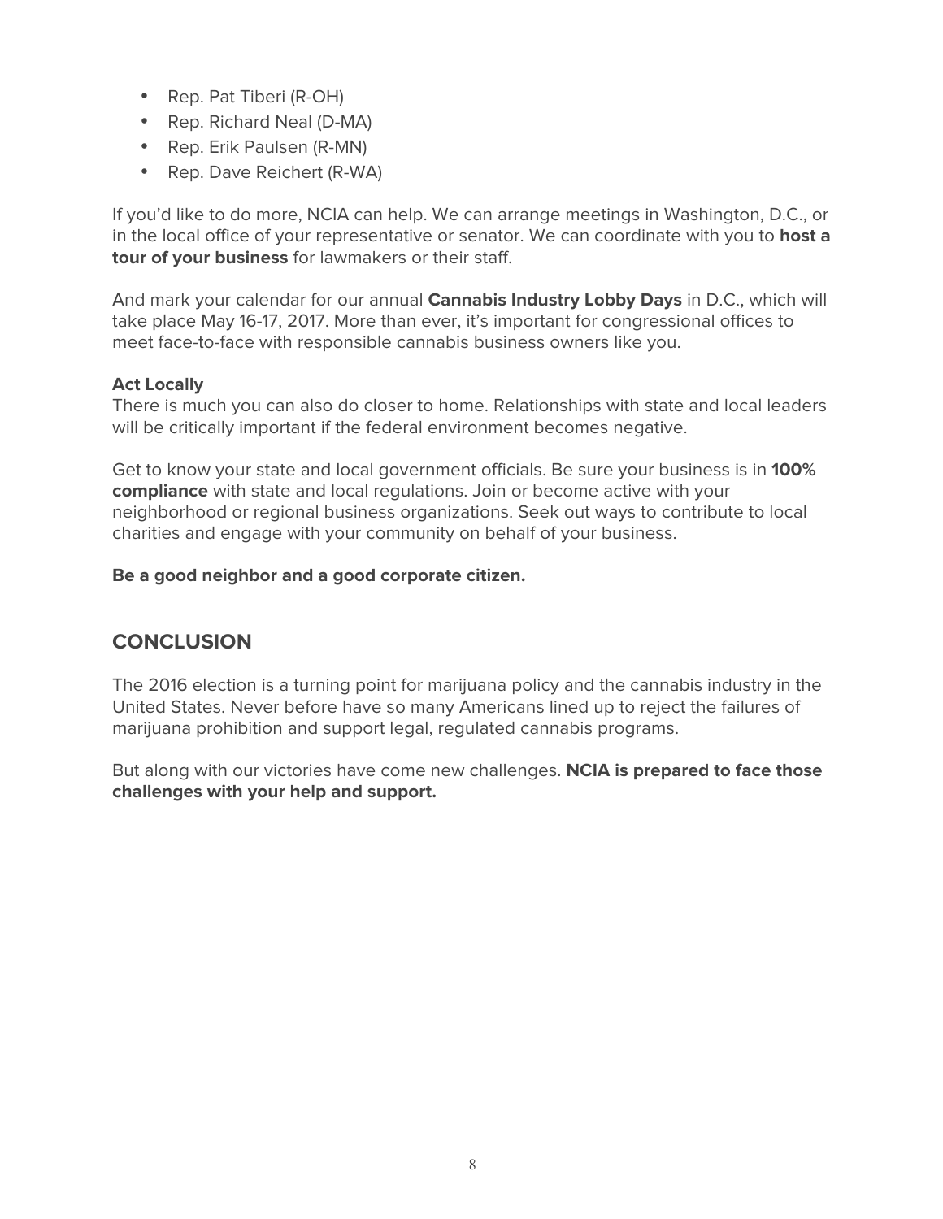- Rep. Pat Tiberi (R-OH)
- Rep. Richard Neal (D-MA)
- Rep. Erik Paulsen (R-MN)
- Rep. Dave Reichert (R-WA)

If you'd like to do more, NCIA can help. We can arrange meetings in Washington, D.C., or in the local office of your representative or senator. We can coordinate with you to **host a tour of your business** for lawmakers or their staff.

And mark your calendar for our annual **Cannabis Industry Lobby Days** in D.C., which will take place May 16-17, 2017. More than ever, it's important for congressional offices to meet face-to-face with responsible cannabis business owners like you.

**Act Locally**
There is much you can also do closer to home. Relationships with state and local leaders will be critically important if the federal environment becomes negative.

Get to know your state and local government officials. Be sure your business is in **100% compliance** with state and local regulations. Join or become active with your neighborhood or regional business organizations. Seek out ways to contribute to local charities and engage with your community on behalf of your business.

**Be a good neighbor and a good corporate citizen.**

## CONCLUSION

The 2016 election is a turning point for marijuana policy and the cannabis industry in the United States. Never before have so many Americans lined up to reject the failures of marijuana prohibition and support legal, regulated cannabis programs.

But along with our victories have come new challenges. **NCIA is prepared to face those challenges with your help and support.**